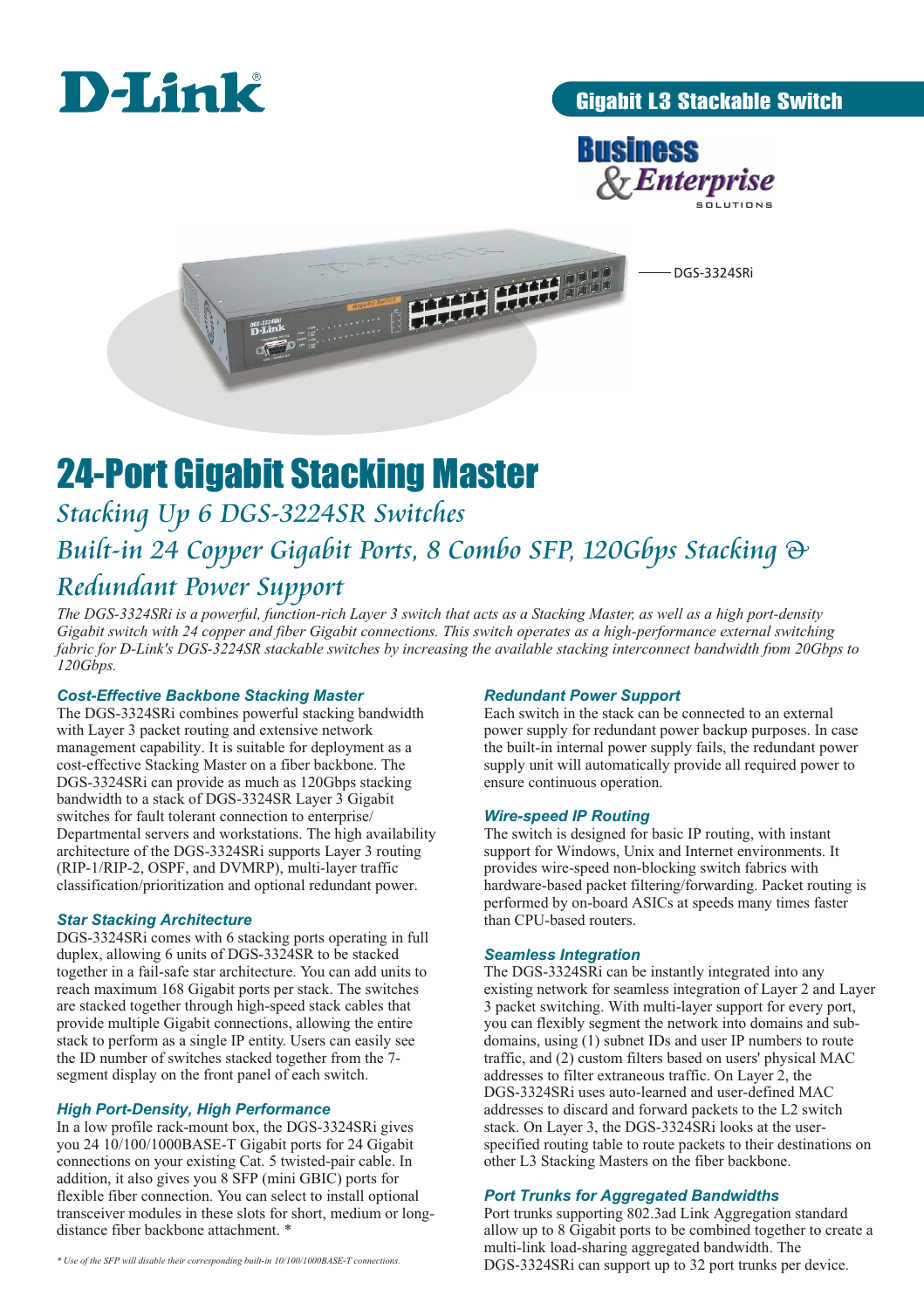D-Link

Gigabit L3 Stackable Switch

Business & Enterprise SOLUTIONS

DGS-3324SRi

# 24-Port Gigabit Stacking Master

## *Stacking Up 6 DGS-3224SR Switches*

## *Built-in 24 Copper Gigabit Ports, 8 Combo SFP, 120Gbps Stacking & Redundant Power Support*

*The DGS-3324SRi is a powerful, function-rich Layer 3 switch that acts as a Stacking Master, as well as a high port-density Gigabit switch with 24 copper and fiber Gigabit connections. This switch operates as a high-performance external switching fabric for D-Link's DGS-3224SR stackable switches by increasing the available stacking interconnect bandwidth from 20Gbps to 120Gbps.*

### Cost-Effective Backbone Stacking Master

The DGS-3324SRi combines powerful stacking bandwidth with Layer 3 packet routing and extensive network management capability. It is suitable for deployment as a cost-effective Stacking Master on a fiber backbone. The DGS-3324SRi can provide as much as 120Gbps stacking bandwidth to a stack of DGS-3324SR Layer 3 Gigabit switches for fault tolerant connection to enterprise/ Departmental servers and workstations. The high availability architecture of the DGS-3324SRi supports Layer 3 routing (RIP-1/RIP-2, OSPF, and DVMRP), multi-layer traffic classification/prioritization and optional redundant power.

### Star Stacking Architecture

DGS-3324SRi comes with 6 stacking ports operating in full duplex, allowing 6 units of DGS-3324SR to be stacked together in a fail-safe star architecture. You can add units to reach maximum 168 Gigabit ports per stack. The switches are stacked together through high-speed stack cables that provide multiple Gigabit connections, allowing the entire stack to perform as a single IP entity. Users can easily see the ID number of switches stacked together from the 7-segment display on the front panel of each switch.

### High Port-Density, High Performance

In a low profile rack-mount box, the DGS-3324SRi gives you 24 10/100/1000BASE-T Gigabit ports for 24 Gigabit connections on your existing Cat. 5 twisted-pair cable. In addition, it also gives you 8 SFP (mini GBIC) ports for flexible fiber connection. You can select to install optional transceiver modules in these slots for short, medium or long-distance fiber backbone attachment. *

*\* Use of the SFP will disable their corresponding built-in 10/100/1000BASE-T connections.*

### Redundant Power Support

Each switch in the stack can be connected to an external power supply for redundant power backup purposes. In case the built-in internal power supply fails, the redundant power supply unit will automatically provide all required power to ensure continuous operation.

### Wire-speed IP Routing

The switch is designed for basic IP routing, with instant support for Windows, Unix and Internet environments. It provides wire-speed non-blocking switch fabrics with hardware-based packet filtering/forwarding. Packet routing is performed by on-board ASICs at speeds many times faster than CPU-based routers.

### Seamless Integration

The DGS-3324SRi can be instantly integrated into any existing network for seamless integration of Layer 2 and Layer 3 packet switching. With multi-layer support for every port, you can flexibly segment the network into domains and sub-domains, using (1) subnet IDs and user IP numbers to route traffic, and (2) custom filters based on users' physical MAC addresses to filter extraneous traffic. On Layer 2, the DGS-3324SRi uses auto-learned and user-defined MAC addresses to discard and forward packets to the L2 switch stack. On Layer 3, the DGS-3324SRi looks at the user-specified routing table to route packets to their destinations on other L3 Stacking Masters on the fiber backbone.

### Port Trunks for Aggregated Bandwidths

Port trunks supporting 802.3ad Link Aggregation standard allow up to 8 Gigabit ports to be combined together to create a multi-link load-sharing aggregated bandwidth. The DGS-3324SRi can support up to 32 port trunks per device.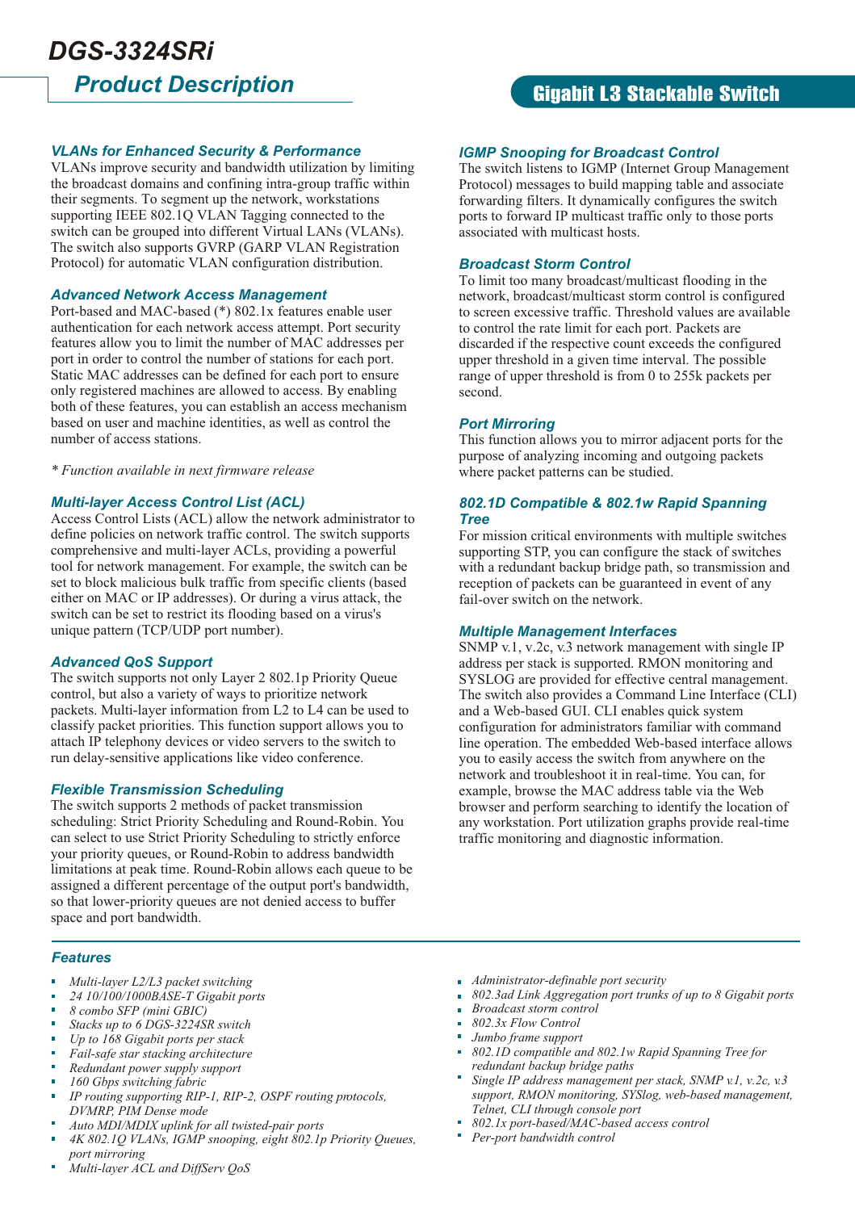# DGS-3324SRi

## Product Description

**Gigabit L3 Stackable Switch**

### *VLANs for Enhanced Security & Performance*

VLANs improve security and bandwidth utilization by limiting the broadcast domains and confining intra-group traffic within their segments. To segment up the network, workstations supporting IEEE 802.1Q VLAN Tagging connected to the switch can be grouped into different Virtual LANs (VLANs). The switch also supports GVRP (GARP VLAN Registration Protocol) for automatic VLAN configuration distribution.

### *Advanced Network Access Management*

Port-based and MAC-based (*) 802.1x features enable user authentication for each network access attempt. Port security features allow you to limit the number of MAC addresses per port in order to control the number of stations for each port. Static MAC addresses can be defined for each port to ensure only registered machines are allowed to access. By enabling both of these features, you can establish an access mechanism based on user and machine identities, as well as control the number of access stations.

*\* Function available in next firmware release*

### *Multi-layer Access Control List (ACL)*

Access Control Lists (ACL) allow the network administrator to define policies on network traffic control. The switch supports comprehensive and multi-layer ACLs, providing a powerful tool for network management. For example, the switch can be set to block malicious bulk traffic from specific clients (based either on MAC or IP addresses). Or during a virus attack, the switch can be set to restrict its flooding based on a virus's unique pattern (TCP/UDP port number).

### *Advanced QoS Support*

The switch supports not only Layer 2 802.1p Priority Queue control, but also a variety of ways to prioritize network packets. Multi-layer information from L2 to L4 can be used to classify packet priorities. This function support allows you to attach IP telephony devices or video servers to the switch to run delay-sensitive applications like video conference.

### *Flexible Transmission Scheduling*

The switch supports 2 methods of packet transmission scheduling: Strict Priority Scheduling and Round-Robin. You can select to use Strict Priority Scheduling to strictly enforce your priority queues, or Round-Robin to address bandwidth limitations at peak time. Round-Robin allows each queue to be assigned a different percentage of the output port's bandwidth, so that lower-priority queues are not denied access to buffer space and port bandwidth.

### *IGMP Snooping for Broadcast Control*

The switch listens to IGMP (Internet Group Management Protocol) messages to build mapping table and associate forwarding filters. It dynamically configures the switch ports to forward IP multicast traffic only to those ports associated with multicast hosts.

### *Broadcast Storm Control*

To limit too many broadcast/multicast flooding in the network, broadcast/multicast storm control is configured to screen excessive traffic. Threshold values are available to control the rate limit for each port. Packets are discarded if the respective count exceeds the configured upper threshold in a given time interval. The possible range of upper threshold is from 0 to 255k packets per second.

### *Port Mirroring*

This function allows you to mirror adjacent ports for the purpose of analyzing incoming and outgoing packets where packet patterns can be studied.

### *802.1D Compatible & 802.1w Rapid Spanning Tree*

For mission critical environments with multiple switches supporting STP, you can configure the stack of switches with a redundant backup bridge path, so transmission and reception of packets can be guaranteed in event of any fail-over switch on the network.

### *Multiple Management Interfaces*

SNMP v.1, v.2c, v.3 network management with single IP address per stack is supported. RMON monitoring and SYSLOG are provided for effective central management. The switch also provides a Command Line Interface (CLI) and a Web-based GUI. CLI enables quick system configuration for administrators familiar with command line operation. The embedded Web-based interface allows you to easily access the switch from anywhere on the network and troubleshoot it in real-time. You can, for example, browse the MAC address table via the Web browser and perform searching to identify the location of any workstation. Port utilization graphs provide real-time traffic monitoring and diagnostic information.

---

### *Features*

- *Multi-layer L2/L3 packet switching*
- *24 10/100/1000BASE-T Gigabit ports*
- *8 combo SFP (mini GBIC)*
- *Stacks up to 6 DGS-3224SR switch*
- *Up to 168 Gigabit ports per stack*
- *Fail-safe star stacking architecture*
- *Redundant power supply support*
- *160 Gbps switching fabric*
- *IP routing supporting RIP-1, RIP-2, OSPF routing protocols, DVMRP, PIM Dense mode*
- *Auto MDI/MDIX uplink for all twisted-pair ports*
- *4K 802.1Q VLANs, IGMP snooping, eight 802.1p Priority Queues, port mirroring*
- *Multi-layer ACL and DiffServ QoS*
- *Administrator-definable port security*
- *802.3ad Link Aggregation port trunks of up to 8 Gigabit ports*
- *Broadcast storm control*
- *802.3x Flow Control*
- *Jumbo frame support*
- *802.1D compatible and 802.1w Rapid Spanning Tree for redundant backup bridge paths*
- *Single IP address management per stack, SNMP v.1, v.2c, v.3 support, RMON monitoring, SYSLog, web-based management, Telnet, CLI through console port*
- *802.1x port-based/MAC-based access control*
- *Per-port bandwidth control*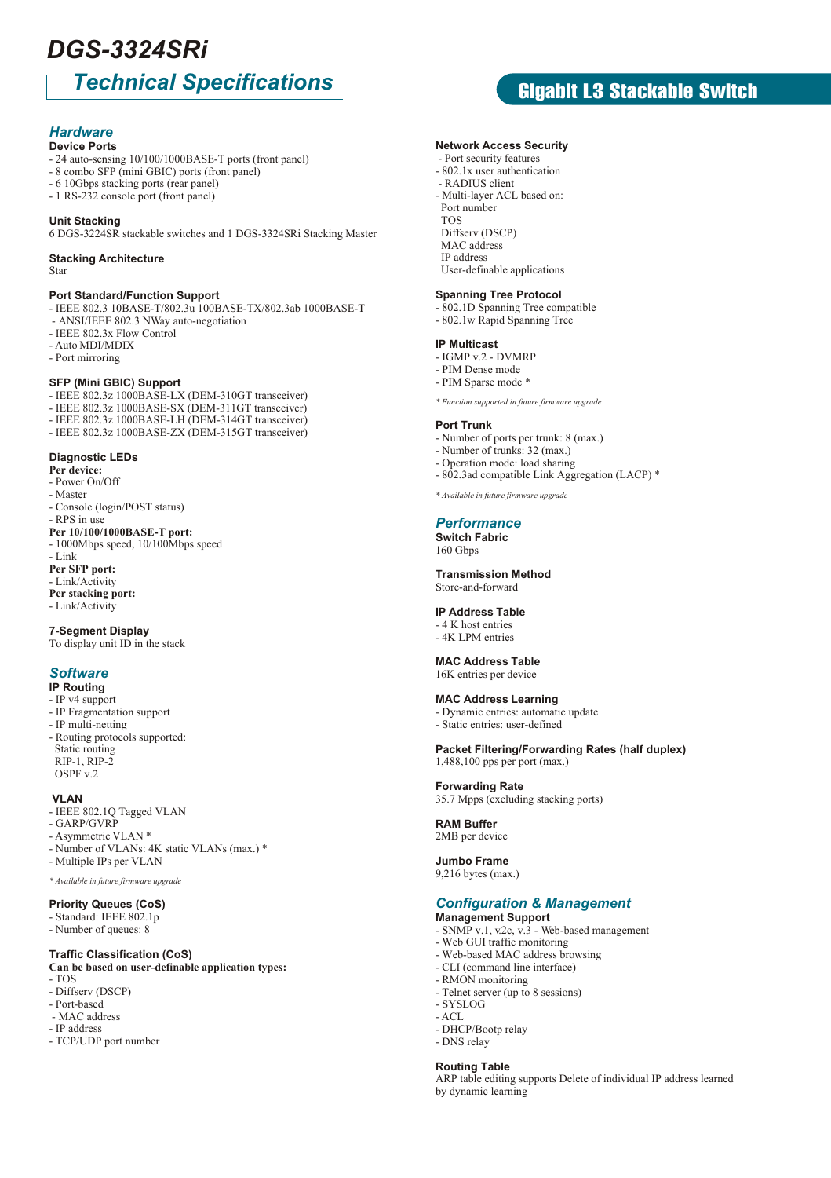# DGS-3324SRi

## Technical Specifications

**Gigabit L3 Stackable Switch**

## Hardware

### Device Ports

- 24 auto-sensing 10/100/1000BASE-T ports (front panel)
- 8 combo SFP (mini GBIC) ports (front panel)
- 6 10Gbps stacking ports (rear panel)
- 1 RS-232 console port (front panel)

### Unit Stacking

6 DGS-3224SR stackable switches and 1 DGS-3324SRi Stacking Master

### Stacking Architecture

Star

### Port Standard/Function Support

- IEEE 802.3 10BASE-T/802.3u 100BASE-TX/802.3ab 1000BASE-T
- ANSI/IEEE 802.3 NWay auto-negotiation
- IEEE 802.3x Flow Control
- Auto MDI/MDIX
- Port mirroring

### SFP (Mini GBIC) Support

- IEEE 802.3z 1000BASE-LX (DEM-310GT transceiver)
- IEEE 802.3z 1000BASE-SX (DEM-311GT transceiver)
- IEEE 802.3z 1000BASE-LH (DEM-314GT transceiver)
- IEEE 802.3z 1000BASE-ZX (DEM-315GT transceiver)

### Diagnostic LEDs

**Per device:**

- Power On/Off
- Master
- Console (login/POST status)
- RPS in use

**Per 10/100/1000BASE-T port:**

- 1000Mbps speed, 10/100Mbps speed
- Link

**Per SFP port:**

- Link/Activity

**Per stacking port:**

- Link/Activity

### 7-Segment Display

To display unit ID in the stack

## Software

### IP Routing

- IP v4 support
- IP Fragmentation support
- IP multi-netting
- Routing protocols supported:
  - Static routing
  - RIP-1, RIP-2
  - OSPF v.2

### VLAN

- IEEE 802.1Q Tagged VLAN
- GARP/GVRP
- Asymmetric VLAN *
- Number of VLANs: 4K static VLANs (max.) *
- Multiple IPs per VLAN

*\* Available in future firmware upgrade*

### Priority Queues (CoS)

- Standard: IEEE 802.1p
- Number of queues: 8

### Traffic Classification (CoS)

**Can be based on user-definable application types:**

- TOS
- Diffserv (DSCP)
- Port-based
- MAC address
- IP address
- TCP/UDP port number

### Network Access Security

- Port security features
- 802.1x user authentication
- RADIUS client
- Multi-layer ACL based on:
  - Port number
  - TOS
  - Diffserv (DSCP)
  - MAC address
  - IP address
  - User-definable applications

### Spanning Tree Protocol

- 802.1D Spanning Tree compatible
- 802.1w Rapid Spanning Tree

### IP Multicast

- IGMP v.2 - DVMRP
- PIM Dense mode
- PIM Sparse mode *

*\* Function supported in future firmware upgrade*

### Port Trunk

- Number of ports per trunk: 8 (max.)
- Number of trunks: 32 (max.)
- Operation mode: load sharing
- 802.3ad compatible Link Aggregation (LACP) *

*\* Available in future firmware upgrade*

## Performance

### Switch Fabric

160 Gbps

### Transmission Method

Store-and-forward

### IP Address Table

- 4 K host entries
- 4K LPM entries

### MAC Address Table

16K entries per device

### MAC Address Learning

- Dynamic entries: automatic update
- Static entries: user-defined

### Packet Filtering/Forwarding Rates (half duplex)

1,488,100 pps per port (max.)

### Forwarding Rate

35.7 Mpps (excluding stacking ports)

### RAM Buffer

2MB per device

### Jumbo Frame

9,216 bytes (max.)

## Configuration & Management

### Management Support

- SNMP v.1, v.2c, v.3 - Web-based management
- Web GUI traffic monitoring
- Web-based MAC address browsing
- CLI (command line interface)
- RMON monitoring
- Telnet server (up to 8 sessions)
- SYSLOG
- ACL
- DHCP/Bootp relay
- DNS relay

### Routing Table

ARP table editing supports Delete of individual IP address learned by dynamic learning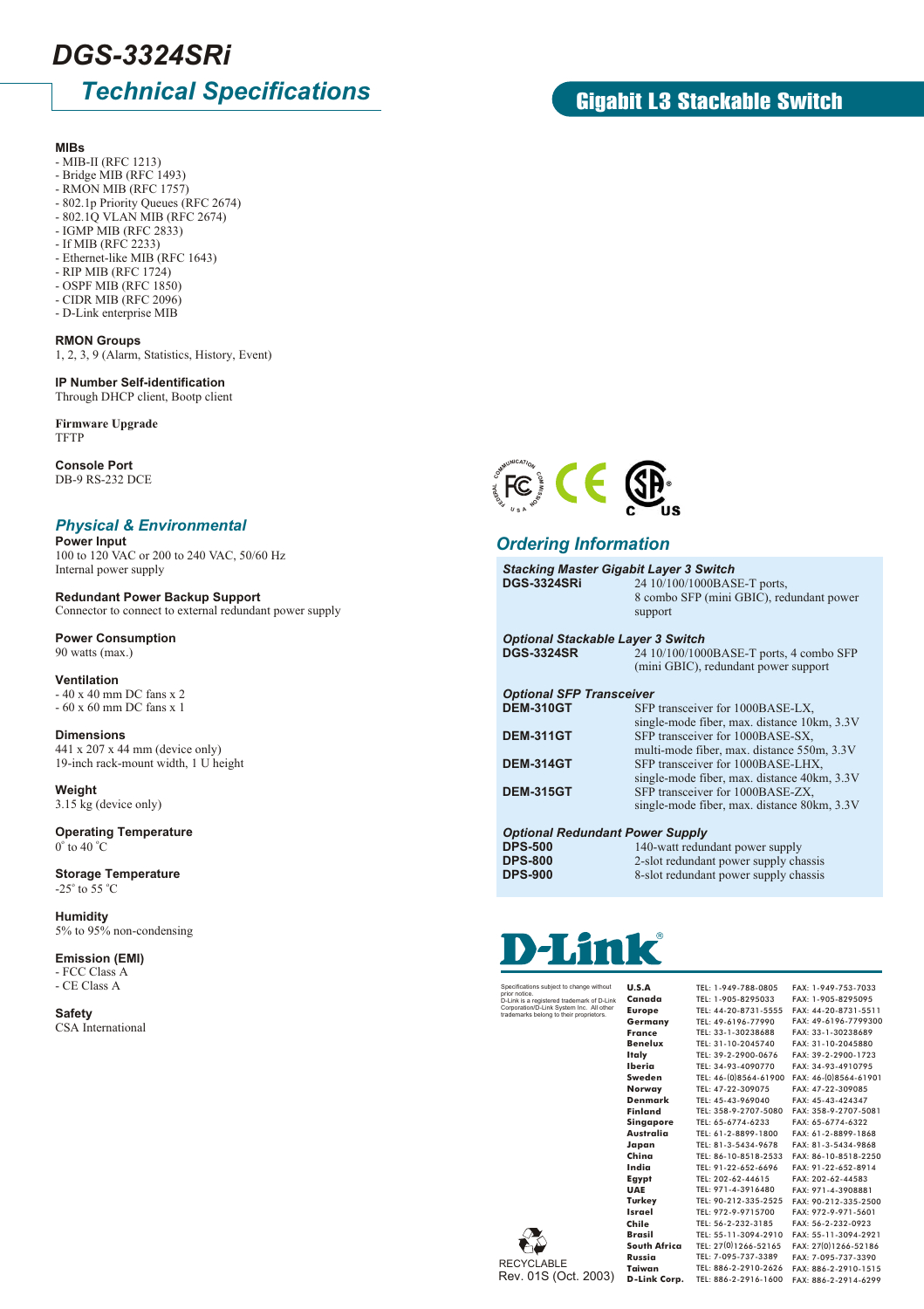# DGS-3324SRi

## Technical Specifications

## Gigabit L3 Stackable Switch

**MIBs**
- MIB-II (RFC 1213)
- Bridge MIB (RFC 1493)
- RMON MIB (RFC 1757)
- 802.1p Priority Queues (RFC 2674)
- 802.1Q VLAN MIB (RFC 2674)
- IGMP MIB (RFC 2833)
- If MIB (RFC 2233)
- Ethernet-like MIB (RFC 1643)
- RIP MIB (RFC 1724)
- OSPF MIB (RFC 1850)
- CIDR MIB (RFC 2096)
- D-Link enterprise MIB

**RMON Groups**
1, 2, 3, 9 (Alarm, Statistics, History, Event)

**IP Number Self-identification**
Through DHCP client, Bootp client

**Firmware Upgrade**
TFTP

**Console Port**
DB-9 RS-232 DCE

### *Physical & Environmental*

**Power Input**
100 to 120 VAC or 200 to 240 VAC, 50/60 Hz
Internal power supply

**Redundant Power Backup Support**
Connector to connect to external redundant power supply

**Power Consumption**
90 watts (max.)

**Ventilation**
- 40 x 40 mm DC fans x 2
- 60 x 60 mm DC fans x 1

**Dimensions**
441 x 207 x 44 mm (device only)
19-inch rack-mount width, 1 U height

**Weight**
3.15 kg (device only)

**Operating Temperature**
0° to 40 °C

**Storage Temperature**
-25° to 55 °C

**Humidity**
5% to 95% non-condensing

**Emission (EMI)**
- FCC Class A
- CE Class A

**Safety**
CSA International

### *Ordering Information*

| | |
|---|---|
| ***Stacking Master Gigabit Layer 3 Switch*** | |
| **DGS-3324SRi** | 24 10/100/1000BASE-T ports, 8 combo SFP (mini GBIC), redundant power support |
| ***Optional Stackable Layer 3 Switch*** | |
| **DGS-3324SR** | 24 10/100/1000BASE-T ports, 4 combo SFP (mini GBIC), redundant power support |
| ***Optional SFP Transceiver*** | |
| **DEM-310GT** | SFP transceiver for 1000BASE-LX, single-mode fiber, max. distance 10km, 3.3V |
| **DEM-311GT** | SFP transceiver for 1000BASE-SX, multi-mode fiber, max. distance 550m, 3.3V |
| **DEM-314GT** | SFP transceiver for 1000BASE-LHX, single-mode fiber, max. distance 40km, 3.3V |
| **DEM-315GT** | SFP transceiver for 1000BASE-ZX, single-mode fiber, max. distance 80km, 3.3V |
| ***Optional Redundant Power Supply*** | |
| **DPS-500** | 140-watt redundant power supply |
| **DPS-800** | 2-slot redundant power supply chassis |
| **DPS-900** | 8-slot redundant power supply chassis |

D-Link®

Specifications subject to change without prior notice.
D-Link is a registered trademark of D-Link Corporation/D-Link System Inc. All other trademarks belong to their proprietors.

| | | |
|---|---|---|
| **U.S.A** | TEL: 1-949-788-0805 | FAX: 1-949-753-7033 |
| **Canada** | TEL: 1-905-8295033 | FAX: 1-905-8295095 |
| **Europe** | TEL: 44-20-8731-5555 | FAX: 44-20-8731-5511 |
| **Germany** | TEL: 49-6196-77990 | FAX: 49-6196-7799300 |
| **France** | TEL: 33-1-30238688 | FAX: 33-1-30238689 |
| **Benelux** | TEL: 31-10-2045740 | FAX: 31-10-2045880 |
| **Italy** | TEL: 39-2-2900-0676 | FAX: 39-2-2900-1723 |
| **Iberia** | TEL: 34-93-4090770 | FAX: 34-93-4910795 |
| **Sweden** | TEL: 46-(0)8564-61900 | FAX: 46-(0)8564-61901 |
| **Norway** | TEL: 47-22-309075 | FAX: 47-22-309085 |
| **Denmark** | TEL: 45-43-969040 | FAX: 45-43-424347 |
| **Finland** | TEL: 358-9-2707-5080 | FAX: 358-9-2707-5081 |
| **Singapore** | TEL: 65-6774-6233 | FAX: 65-6774-6322 |
| **Australia** | TEL: 61-2-8899-1800 | FAX: 61-2-8899-1868 |
| **Japan** | TEL: 81-3-5434-9678 | FAX: 81-3-5434-9868 |
| **China** | TEL: 86-10-8518-2533 | FAX: 86-10-8518-2250 |
| **India** | TEL: 91-22-652-6696 | FAX: 91-22-652-8914 |
| **Egypt** | TEL: 202-62-44615 | FAX: 202-62-44583 |
| **UAE** | TEL: 971-4-3916480 | FAX: 971-4-3908881 |
| **Turkey** | TEL: 90-212-335-2525 | FAX: 90-212-335-2500 |
| **Israel** | TEL: 972-9-9715700 | FAX: 972-9-971-5601 |
| **Chile** | TEL: 56-2-232-3185 | FAX: 56-2-232-0923 |
| **Brasil** | TEL: 55-11-3094-2910 | FAX: 55-11-3094-2921 |
| **South Africa** | TEL: 27(0)1266-52165 | FAX: 27(0)1266-52186 |
| **Russia** | TEL: 7-095-737-3389 | FAX: 7-095-737-3390 |
| **Taiwan** | TEL: 886-2-2910-2626 | FAX: 886-2-2910-1515 |
| **D-Link Corp.** | TEL: 886-2-2916-1600 | FAX: 886-2-2914-6299 |

RECYCLABLE
Rev. 01S (Oct. 2003)